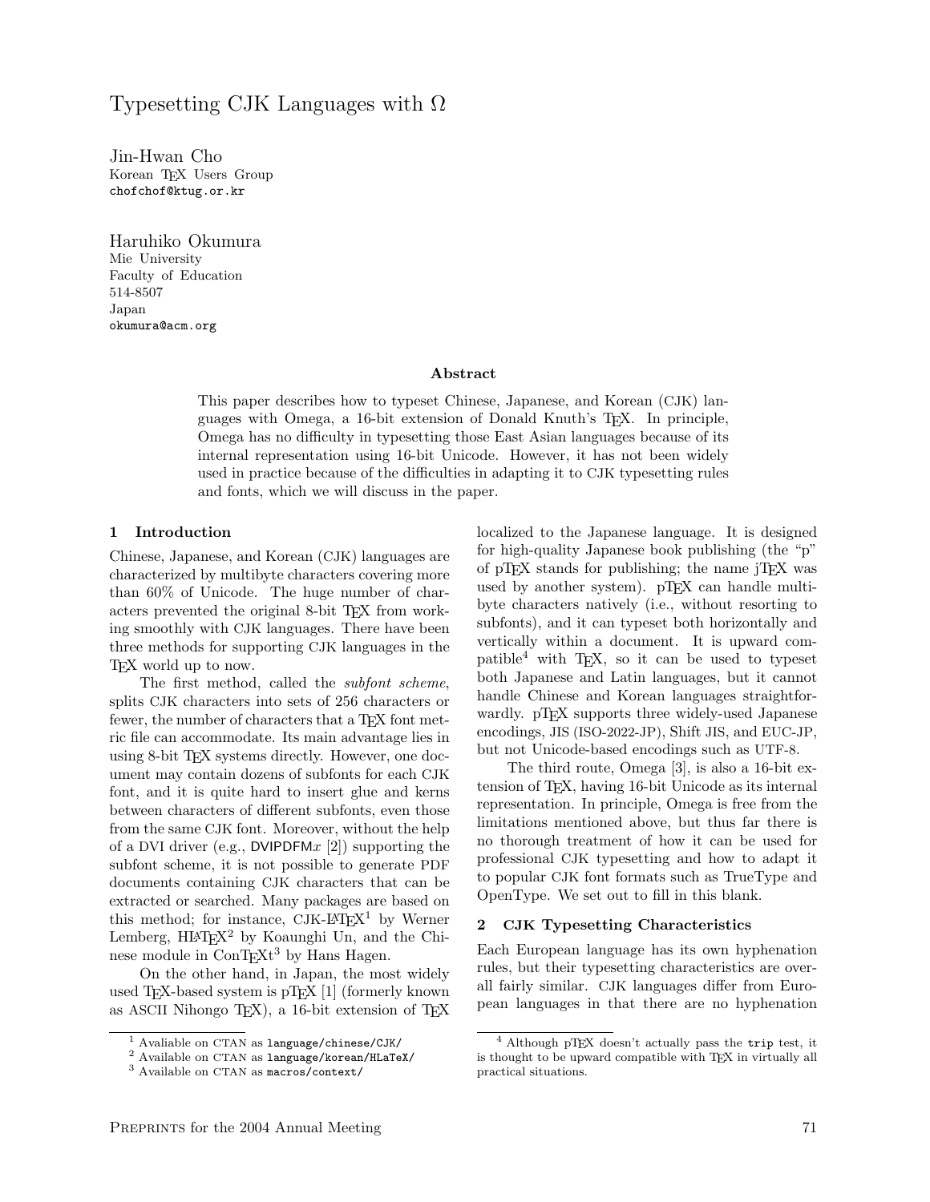# Typesetting CJK Languages with Ω

Jin-Hwan Cho
Korean TEX Users Group
chofchof@ktug.or.kr

Haruhiko Okumura
Mie University
Faculty of Education
514-8507
Japan
okumura@acm.org

### Abstract

This paper describes how to typeset Chinese, Japanese, and Korean (CJK) languages with Omega, a 16-bit extension of Donald Knuth's TEX. In principle, Omega has no difficulty in typesetting those East Asian languages because of its internal representation using 16-bit Unicode. However, it has not been widely used in practice because of the difficulties in adapting it to CJK typesetting rules and fonts, which we will discuss in the paper.

## 1 Introduction

Chinese, Japanese, and Korean (CJK) languages are characterized by multibyte characters covering more than 60% of Unicode. The huge number of characters prevented the original 8-bit TEX from working smoothly with CJK languages. There have been three methods for supporting CJK languages in the TEX world up to now.

The first method, called the *subfont scheme*, splits CJK characters into sets of 256 characters or fewer, the number of characters that a TEX font metric file can accommodate. Its main advantage lies in using 8-bit TEX systems directly. However, one document may contain dozens of subfonts for each CJK font, and it is quite hard to insert glue and kerns between characters of different subfonts, even those from the same CJK font. Moreover, without the help of a DVI driver (e.g., DVIPDFM$x$ [2]) supporting the subfont scheme, it is not possible to generate PDF documents containing CJK characters that can be extracted or searched. Many packages are based on this method; for instance, CJK-LATEX[1] by Werner Lemberg, HLATEX[2] by Koaunghi Un, and the Chinese module in ConTEXt[3] by Hans Hagen.

On the other hand, in Japan, the most widely used TEX-based system is pTEX [1] (formerly known as ASCII Nihongo TEX), a 16-bit extension of TEX localized to the Japanese language. It is designed for high-quality Japanese book publishing (the "p" of pTEX stands for publishing; the name jTEX was used by another system). pTEX can handle multibyte characters natively (i.e., without resorting to subfonts), and it can typeset both horizontally and vertically within a document. It is upward compatible[4] with TEX, so it can be used to typeset both Japanese and Latin languages, but it cannot handle Chinese and Korean languages straightforwardly. pTEX supports three widely-used Japanese encodings, JIS (ISO-2022-JP), Shift JIS, and EUC-JP, but not Unicode-based encodings such as UTF-8.

The third route, Omega [3], is also a 16-bit extension of TEX, having 16-bit Unicode as its internal representation. In principle, Omega is free from the limitations mentioned above, but thus far there is no thorough treatment of how it can be used for professional CJK typesetting and how to adapt it to popular CJK font formats such as TrueType and OpenType. We set out to fill in this blank.

## 2 CJK Typesetting Characteristics

Each European language has its own hyphenation rules, but their typesetting characteristics are overall fairly similar. CJK languages differ from European languages in that there are no hyphenation

---

[1] Avaliable on CTAN as language/chinese/CJK/

[2] Available on CTAN as language/korean/HLaTeX/

[3] Available on CTAN as macros/context/

[4] Although pTEX doesn't actually pass the trip test, it is thought to be upward compatible with TEX in virtually all practical situations.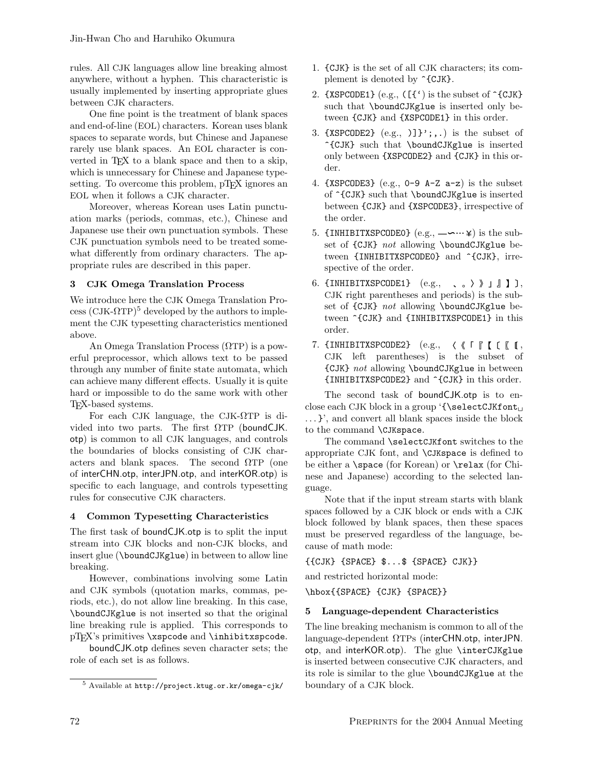rules. All CJK languages allow line breaking almost anywhere, without a hyphen. This characteristic is usually implemented by inserting appropriate glues between CJK characters.

One fine point is the treatment of blank spaces and end-of-line (EOL) characters. Korean uses blank spaces to separate words, but Chinese and Japanese rarely use blank spaces. An EOL character is converted in TEX to a blank space and then to a skip, which is unnecessary for Chinese and Japanese typesetting. To overcome this problem, pTEX ignores an EOL when it follows a CJK character.

Moreover, whereas Korean uses Latin punctuation marks (periods, commas, etc.), Chinese and Japanese use their own punctuation symbols. These CJK punctuation symbols need to be treated somewhat differently from ordinary characters. The appropriate rules are described in this paper.

## 3 CJK Omega Translation Process

We introduce here the CJK Omega Translation Process (CJK-ΩTP)[5] developed by the authors to implement the CJK typesetting characteristics mentioned above.

An Omega Translation Process (ΩTP) is a powerful preprocessor, which allows text to be passed through any number of finite state automata, which can achieve many different effects. Usually it is quite hard or impossible to do the same work with other TEX-based systems.

For each CJK language, the CJK-ΩTP is divided into two parts. The first ΩTP (boundCJK.otp) is common to all CJK languages, and controls the boundaries of blocks consisting of CJK characters and blank spaces. The second ΩTP (one of interCHN.otp, interJPN.otp, and interKOR.otp) is specific to each language, and controls typesetting rules for consecutive CJK characters.

## 4 Common Typesetting Characteristics

The first task of boundCJK.otp is to split the input stream into CJK blocks and non-CJK blocks, and insert glue (`\boundCJKglue`) in between to allow line breaking.

However, combinations involving some Latin and CJK symbols (quotation marks, commas, periods, etc.), do not allow line breaking. In this case, `\boundCJKglue` is not inserted so that the original line breaking rule is applied. This corresponds to pTEX's primitives `\xspcode` and `\inhibitxspcode`.

boundCJK.otp defines seven character sets; the role of each set is as follows.

1. `{CJK}` is the set of all CJK characters; its complement is denoted by `^{CJK}`.
2. `{XSPCODE1}` (e.g., `([{‘`) is the subset of `^{CJK}` such that `\boundCJKglue` is inserted only between `{CJK}` and `{XSPCODE1}` in this order.
3. `{XSPCODE2}` (e.g., `)]}’;,.`) is the subset of `^{CJK}` such that `\boundCJKglue` is inserted only between `{XSPCODE2}` and `{CJK}` in this order.
4. `{XSPCODE3}` (e.g., `0-9 A-Z a-z`) is the subset of `^{CJK}` such that `\boundCJKglue` is inserted between `{CJK}` and `{XSPCODE3}`, irrespective of the order.
5. `{INHIBITXSPCODE0}` (e.g., —〜…￥) is the subset of `{CJK}` *not* allowing `\boundCJKglue` between `{INHIBITXSPCODE0}` and `^{CJK}`, irrespective of the order.
6. `{INHIBITXSPCODE1}` (e.g., 、。〉》」』】], CJK right parentheses and periods) is the subset of `{CJK}` *not* allowing `\boundCJKglue` between `^{CJK}` and `{INHIBITXSPCODE1}` in this order.
7. `{INHIBITXSPCODE2}` (e.g., 〈《「『【〔〖[, CJK left parentheses) is the subset of `{CJK}` *not* allowing `\boundCJKglue` in between `{INHIBITXSPCODE2}` and `^{CJK}` in this order.

The second task of boundCJK.otp is to enclose each CJK block in a group ‘`{\selectCJKfont␣ ...}`’, and convert all blank spaces inside the block to the command `\CJKspace`.

The command `\selectCJKfont` switches to the appropriate CJK font, and `\CJKspace` is defined to be either a `\space` (for Korean) or `\relax` (for Chinese and Japanese) according to the selected language.

Note that if the input stream starts with blank spaces followed by a CJK block or ends with a CJK block followed by blank spaces, then these spaces must be preserved regardless of the language, because of math mode:

```
{{CJK} {SPACE} $...$ {SPACE} CJK}}
```

and restricted horizontal mode:

```
\hbox{{SPACE} {CJK} {SPACE}}
```

## 5 Language-dependent Characteristics

The line breaking mechanism is common to all of the language-dependent ΩTPs (interCHN.otp, interJPN.otp, and interKOR.otp). The glue `\interCJKglue` is inserted between consecutive CJK characters, and its role is similar to the glue `\boundCJKglue` at the boundary of a CJK block.

[5] Available at `http://project.ktug.or.kr/omega-cjk/`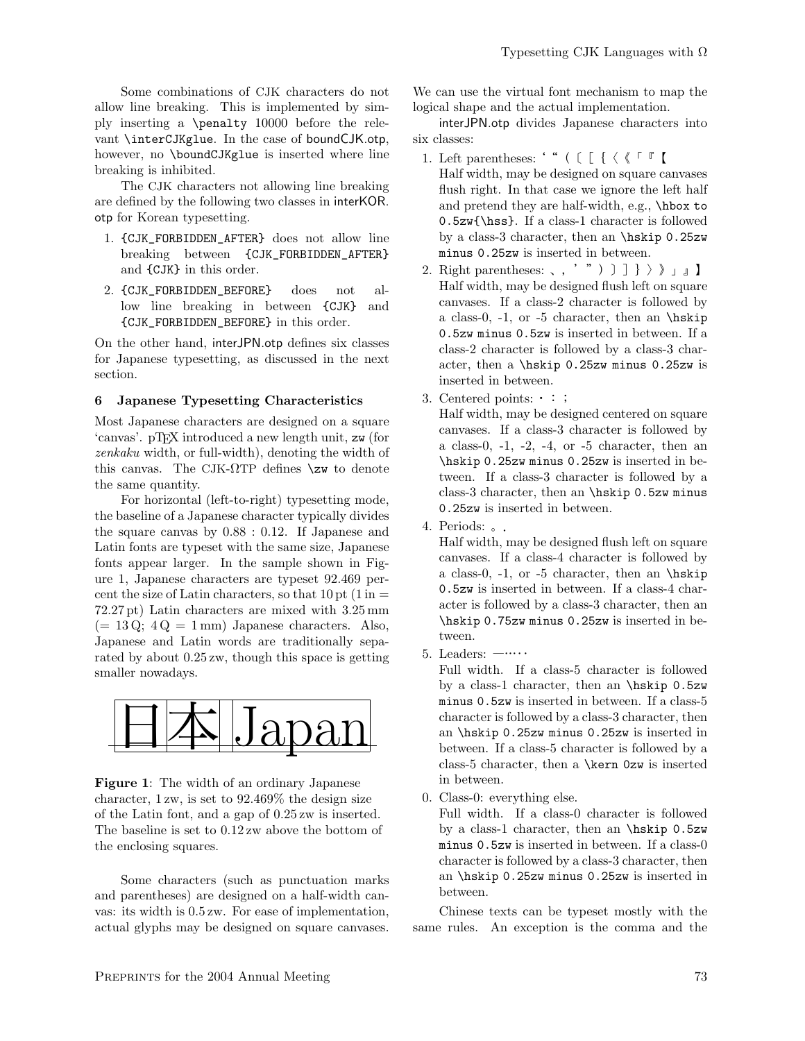Some combinations of CJK characters do not allow line breaking. This is implemented by simply inserting a `\penalty 10000` before the relevant `\interCJKglue`. In the case of boundCJK.otp, however, no `\boundCJKglue` is inserted where line breaking is inhibited.

The CJK characters not allowing line breaking are defined by the following two classes in interKOR.otp for Korean typesetting.

1. `{CJK_FORBIDDEN_AFTER}` does not allow line breaking between `{CJK_FORBIDDEN_AFTER}` and `{CJK}` in this order.
2. `{CJK_FORBIDDEN_BEFORE}` does not allow line breaking in between `{CJK}` and `{CJK_FORBIDDEN_BEFORE}` in this order.

On the other hand, interJPN.otp defines six classes for Japanese typesetting, as discussed in the next section.

## 6 Japanese Typesetting Characteristics

Most Japanese characters are designed on a square 'canvas'. pTEX introduced a new length unit, `zw` (for *zenkaku* width, or full-width), denoting the width of this canvas. The CJK-ΩTP defines `\zw` to denote the same quantity.

For horizontal (left-to-right) typesetting mode, the baseline of a Japanese character typically divides the square canvas by 0.88 : 0.12. If Japanese and Latin fonts are typeset with the same size, Japanese fonts appear larger. In the sample shown in Figure 1, Japanese characters are typeset 92.469 percent the size of Latin characters, so that 10 pt (1 in = 72.27 pt) Latin characters are mixed with 3.25 mm (= 13 Q; 4 Q = 1 mm) Japanese characters. Also, Japanese and Latin words are traditionally separated by about 0.25 zw, though this space is getting smaller nowadays.

日本 Japan

**Figure 1**: The width of an ordinary Japanese character, 1 zw, is set to 92.469% the design size of the Latin font, and a gap of 0.25 zw is inserted. The baseline is set to 0.12 zw above the bottom of the enclosing squares.

Some characters (such as punctuation marks and parentheses) are designed on a half-width canvas: its width is 0.5 zw. For ease of implementation, actual glyphs may be designed on square canvases. We can use the virtual font mechanism to map the logical shape and the actual implementation.

interJPN.otp divides Japanese characters into six classes:

1. Left parentheses: ‘ “ （ 〔 ［ ｛ 〈 《 「 『 【
   Half width, may be designed on square canvases flush right. In that case we ignore the left half and pretend they are half-width, e.g., `\hbox to 0.5zw{\hss}`. If a class-1 character is followed by a class-3 character, then an `\hskip 0.25zw minus 0.25zw` is inserted in between.
2. Right parentheses: 、 ， ’ ” ） 〕 ］ ｝ 〉 》 」 』 】
   Half width, may be designed flush left on square canvases. If a class-2 character is followed by a class-0, -1, or -5 character, then an `\hskip 0.5zw minus 0.5zw` is inserted in between. If a class-2 character is followed by a class-3 character, then a `\hskip 0.25zw minus 0.25zw` is inserted in between.
3. Centered points: ・ ： ；
   Half width, may be designed centered on square canvases. If a class-3 character is followed by a class-0, -1, -2, -4, or -5 character, then an `\hskip 0.25zw minus 0.25zw` is inserted in between. If a class-3 character is followed by a class-3 character, then an `\hskip 0.5zw minus 0.25zw` is inserted in between.
4. Periods: 。 ．
   Half width, may be designed flush left on square canvases. If a class-4 character is followed by a class-0, -1, or -5 character, then an `\hskip 0.5zw` is inserted in between. If a class-4 character is followed by a class-3 character, then an `\hskip 0.75zw minus 0.25zw` is inserted in between.
5. Leaders: —…‥
   Full width. If a class-5 character is followed by a class-1 character, then an `\hskip 0.5zw minus 0.5zw` is inserted in between. If a class-5 character is followed by a class-3 character, then an `\hskip 0.25zw minus 0.25zw` is inserted in between. If a class-5 character is followed by a class-5 character, then a `\kern 0zw` is inserted in between.

0. Class-0: everything else.
   Full width. If a class-0 character is followed by a class-1 character, then an `\hskip 0.5zw minus 0.5zw` is inserted in between. If a class-0 character is followed by a class-3 character, then an `\hskip 0.25zw minus 0.25zw` is inserted in between.

Chinese texts can be typeset mostly with the same rules. An exception is the comma and the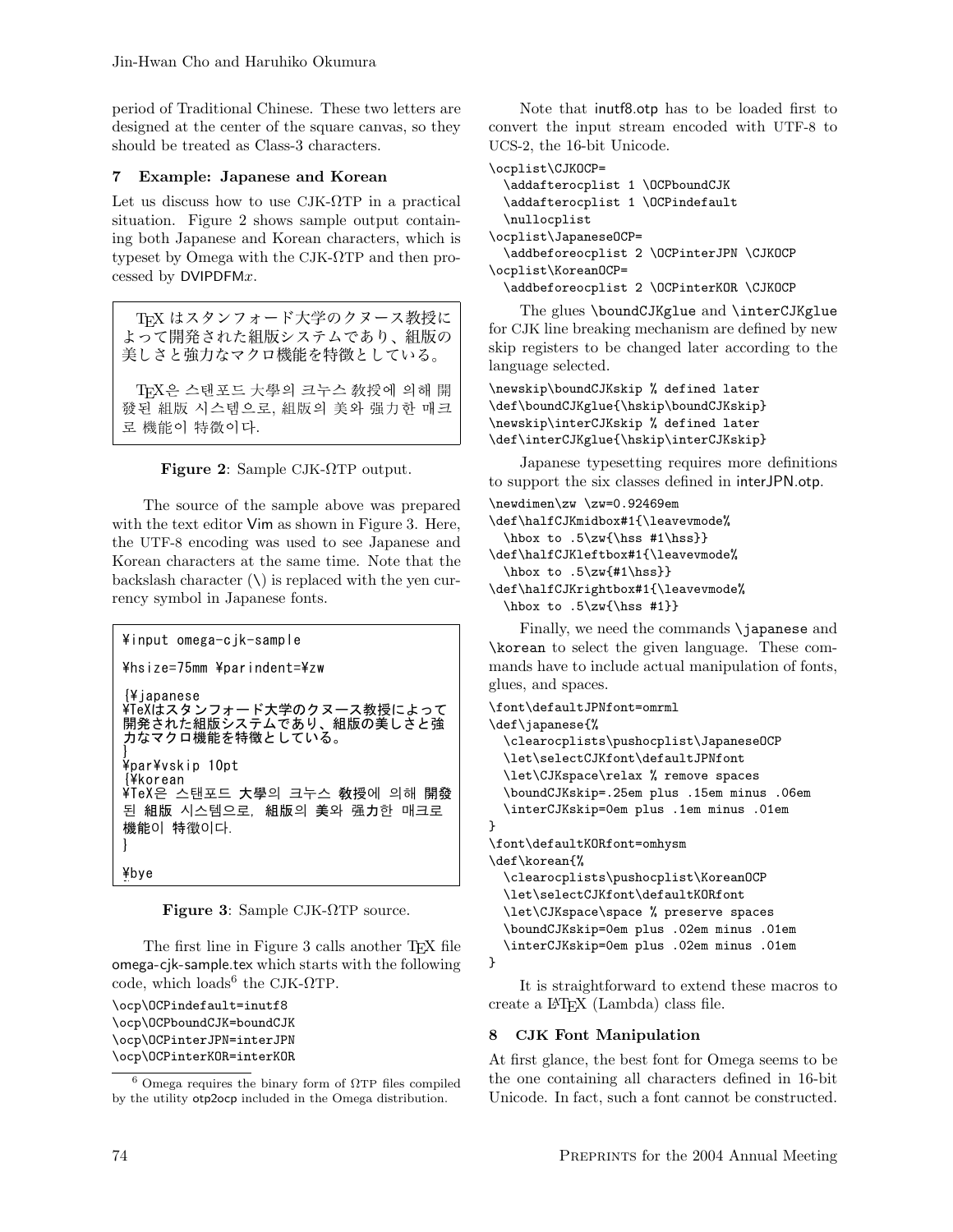period of Traditional Chinese. These two letters are designed at the center of the square canvas, so they should be treated as Class-3 characters.

## 7 Example: Japanese and Korean

Let us discuss how to use CJK-ΩTP in a practical situation. Figure 2 shows sample output containing both Japanese and Korean characters, which is typeset by Omega with the CJK-ΩTP and then processed by DVIPDFM$x$.

TEX はスタンフォード大学のクヌース教授によって開発された組版システムであり、組版の美しさと強力なマクロ機能を特徴としている。

TEX은 스탠포드 大學의 크누스 教授에 의해 開發된 組版 시스템으로, 組版의 美와 强力한 매크로 機能이 特徵이다.

**Figure 2**: Sample CJK-ΩTP output.

The source of the sample above was prepared with the text editor Vim as shown in Figure 3. Here, the UTF-8 encoding was used to see Japanese and Korean characters at the same time. Note that the backslash character (\) is replaced with the yen currency symbol in Japanese fonts.

```
¥input omega-cjk-sample

¥hsize=75mm ¥parindent=¥zw

{¥japanese
¥TeXはスタンフォード大学のクヌース教授によって
開発された組版システムであり、組版の美しさと強
力なマクロ機能を特徴としている。
}
¥par¥vskip 10pt
{¥korean
¥TeX은 스탠포드 大學의 크누스 教授에 의해 開發
된 組版 시스템으로, 組版의 美와 强力한 매크로
機能이 特徵이다.
}

¥bye
```

**Figure 3**: Sample CJK-ΩTP source.

The first line in Figure 3 calls another TEX file omega-cjk-sample.tex which starts with the following code, which loads[6] the CJK-ΩTP.

```
\ocp\OCPindefault=inutf8
\ocp\OCPboundCJK=boundCJK
\ocp\OCPinterJPN=interJPN
\ocp\OCPinterKOR=interKOR
```

[6] Omega requires the binary form of ΩTP files compiled by the utility otp2ocp included in the Omega distribution.

Note that inutf8.otp has to be loaded first to convert the input stream encoded with UTF-8 to UCS-2, the 16-bit Unicode.

```
\ocplist\CJKOCP=
  \addafterocplist 1 \OCPboundCJK
  \addafterocplist 1 \OCPindefault
  \nullocplist
\ocplist\JapaneseOCP=
  \addbeforeocplist 2 \OCPinterJPN \CJKOCP
\ocplist\KoreanOCP=
  \addbeforeocplist 2 \OCPinterKOR \CJKOCP
```

The glues \boundCJKglue and \interCJKglue for CJK line breaking mechanism are defined by new skip registers to be changed later according to the language selected.

```
\newskip\boundCJKskip % defined later
\def\boundCJKglue{\hskip\boundCJKskip}
\newskip\interCJKskip % defined later
\def\interCJKglue{\hskip\interCJKskip}
```

Japanese typesetting requires more definitions to support the six classes defined in interJPN.otp.

```
\newdimen\zw \zw=0.92469em
\def\halfCJKmidbox#1{\leavevmode%
  \hbox to .5\zw{\hss #1\hss}}
\def\halfCJKleftbox#1{\leavevmode%
  \hbox to .5\zw{#1\hss}}
\def\halfCJKrightbox#1{\leavevmode%
  \hbox to .5\zw{\hss #1}}
```

Finally, we need the commands \japanese and \korean to select the given language. These commands have to include actual manipulation of fonts, glues, and spaces.

```
\font\defaultJPNfont=omrml
\def\japanese{%
  \clearocplists\pushocplist\JapaneseOCP
  \let\selectCJKfont\defaultJPNfont
  \let\CJKspace\relax % remove spaces
  \boundCJKskip=.25em plus .15em minus .06em
  \interCJKskip=0em plus .1em minus .01em
}
\font\defaultKORfont=omhysm
\def\korean{%
  \clearocplists\pushocplist\KoreanOCP
  \let\selectCJKfont\defaultKORfont
  \let\CJKspace\space % preserve spaces
  \boundCJKskip=0em plus .02em minus .01em
  \interCJKskip=0em plus .02em minus .01em
}
```

It is straightforward to extend these macros to create a LATEX (Lambda) class file.

## 8 CJK Font Manipulation

At first glance, the best font for Omega seems to be the one containing all characters defined in 16-bit Unicode. In fact, such a font cannot be constructed.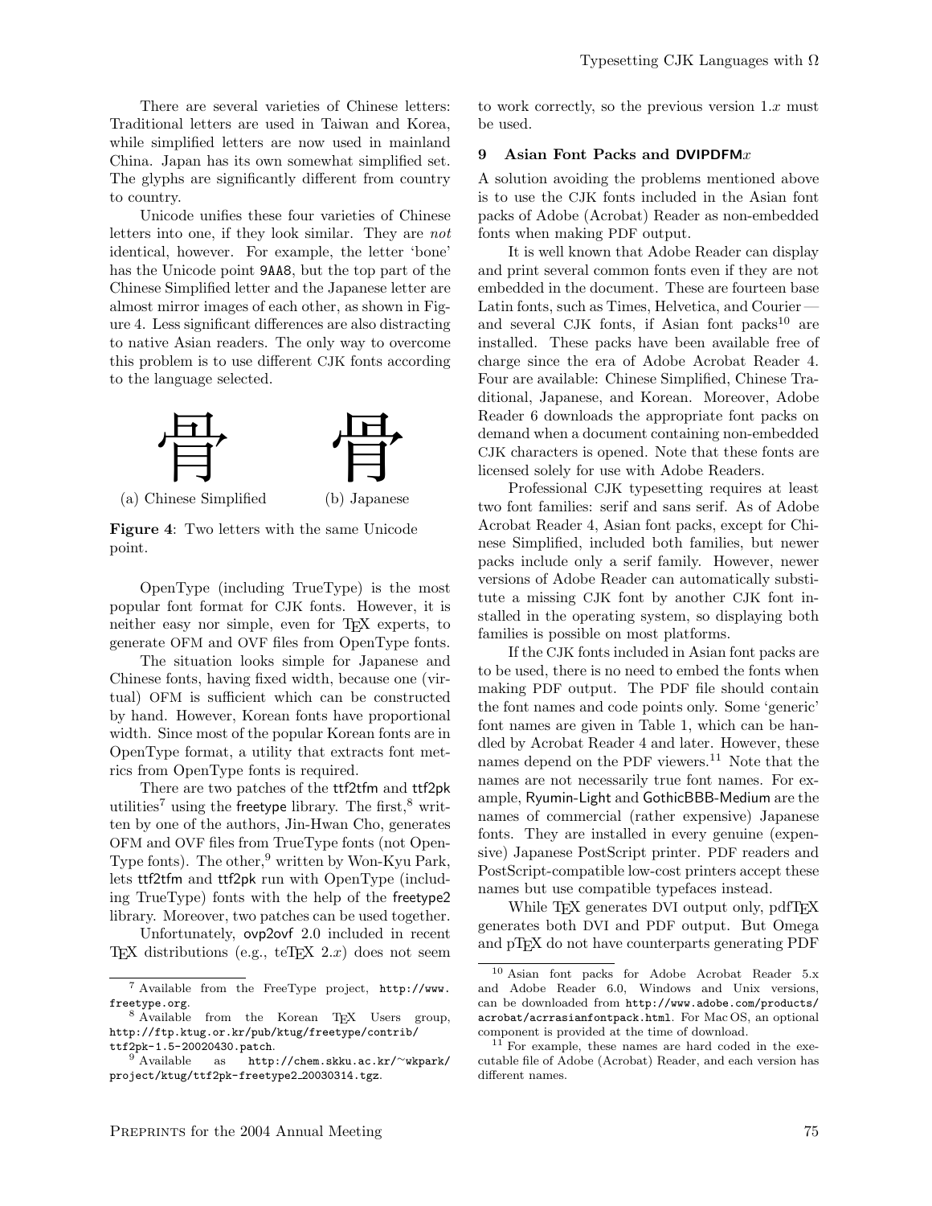There are several varieties of Chinese letters: Traditional letters are used in Taiwan and Korea, while simplified letters are now used in mainland China. Japan has its own somewhat simplified set. The glyphs are significantly different from country to country.

Unicode unifies these four varieties of Chinese letters into one, if they look similar. They are *not* identical, however. For example, the letter 'bone' has the Unicode point 9AA8, but the top part of the Chinese Simplified letter and the Japanese letter are almost mirror images of each other, as shown in Figure 4. Less significant differences are also distracting to native Asian readers. The only way to overcome this problem is to use different CJK fonts according to the language selected.

骨 (a) Chinese Simplified

骨 (b) Japanese

**Figure 4**: Two letters with the same Unicode point.

OpenType (including TrueType) is the most popular font format for CJK fonts. However, it is neither easy nor simple, even for TEX experts, to generate OFM and OVF files from OpenType fonts.

The situation looks simple for Japanese and Chinese fonts, having fixed width, because one (virtual) OFM is sufficient which can be constructed by hand. However, Korean fonts have proportional width. Since most of the popular Korean fonts are in OpenType format, a utility that extracts font metrics from OpenType fonts is required.

There are two patches of the ttf2tfm and ttf2pk utilities[7] using the freetype library. The first,[8] written by one of the authors, Jin-Hwan Cho, generates OFM and OVF files from TrueType fonts (not OpenType fonts). The other,[9] written by Won-Kyu Park, lets ttf2tfm and ttf2pk run with OpenType (including TrueType) fonts with the help of the freetype2 library. Moreover, two patches can be used together.

Unfortunately, ovp2ovf 2.0 included in recent TEX distributions (e.g., teTEX 2.$x$) does not seem to work correctly, so the previous version 1.$x$ must be used.

## 9 Asian Font Packs and DVIPDFM$x$

A solution avoiding the problems mentioned above is to use the CJK fonts included in the Asian font packs of Adobe (Acrobat) Reader as non-embedded fonts when making PDF output.

It is well known that Adobe Reader can display and print several common fonts even if they are not embedded in the document. These are fourteen base Latin fonts, such as Times, Helvetica, and Courier — and several CJK fonts, if Asian font packs[10] are installed. These packs have been available free of charge since the era of Adobe Acrobat Reader 4. Four are available: Chinese Simplified, Chinese Traditional, Japanese, and Korean. Moreover, Adobe Reader 6 downloads the appropriate font packs on demand when a document containing non-embedded CJK characters is opened. Note that these fonts are licensed solely for use with Adobe Readers.

Professional CJK typesetting requires at least two font families: serif and sans serif. As of Adobe Acrobat Reader 4, Asian font packs, except for Chinese Simplified, included both families, but newer packs include only a serif family. However, newer versions of Adobe Reader can automatically substitute a missing CJK font by another CJK font installed in the operating system, so displaying both families is possible on most platforms.

If the CJK fonts included in Asian font packs are to be used, there is no need to embed the fonts when making PDF output. The PDF file should contain the font names and code points only. Some 'generic' font names are given in Table 1, which can be handled by Acrobat Reader 4 and later. However, these names depend on the PDF viewers.[11] Note that the names are not necessarily true font names. For example, Ryumin-Light and GothicBBB-Medium are the names of commercial (rather expensive) Japanese fonts. They are installed in every genuine (expensive) Japanese PostScript printer. PDF readers and PostScript-compatible low-cost printers accept these names but use compatible typefaces instead.

While TEX generates DVI output only, pdfTEX generates both DVI and PDF output. But Omega and pTEX do not have counterparts generating PDF

[7] Available from the FreeType project, http://www.freetype.org.

[8] Available from the Korean TEX Users group, http://ftp.ktug.or.kr/pub/ktug/freetype/contrib/ttf2pk-1.5-20020430.patch.

[9] Available as http://chem.skku.ac.kr/~wkpark/project/ktug/ttf2pk-freetype2_20030314.tgz.

[10] Asian font packs for Adobe Acrobat Reader 5.x and Adobe Reader 6.0, Windows and Unix versions, can be downloaded from http://www.adobe.com/products/acrobat/acrrasianfontpack.html. For Mac OS, an optional component is provided at the time of download.

[11] For example, these names are hard coded in the executable file of Adobe (Acrobat) Reader, and each version has different names.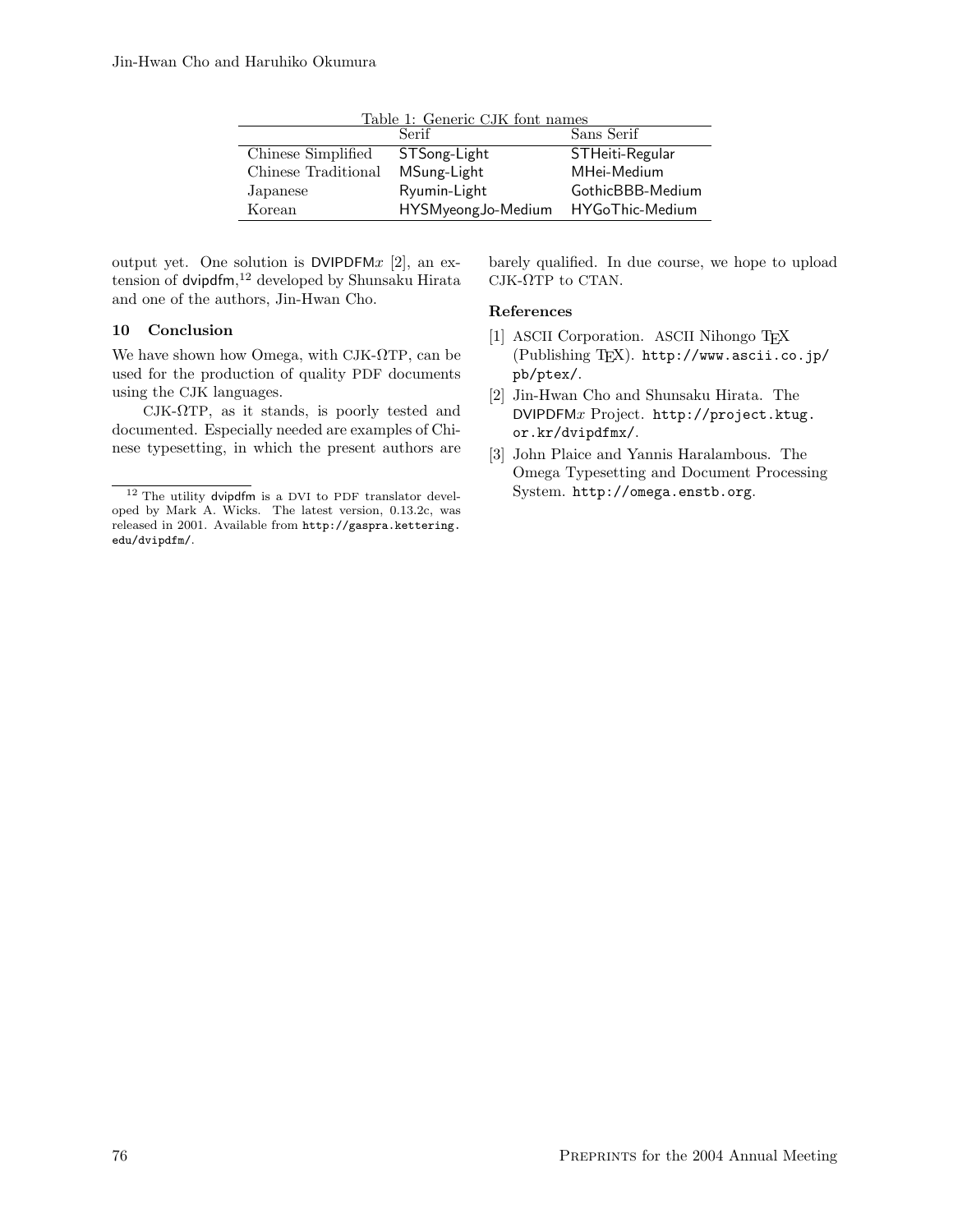Table 1: Generic CJK font names

| | Serif | Sans Serif |
|---|---|---|
| Chinese Simplified | STSong-Light | STHeiti-Regular |
| Chinese Traditional | MSung-Light | MHei-Medium |
| Japanese | Ryumin-Light | GothicBBB-Medium |
| Korean | HYSMyeongJo-Medium | HYGoThic-Medium |

output yet. One solution is DVIPDFM$x$ [2], an extension of dvipdfm,[12] developed by Shunsaku Hirata and one of the authors, Jin-Hwan Cho.

## 10 Conclusion

We have shown how Omega, with CJK-ΩTP, can be used for the production of quality PDF documents using the CJK languages.

CJK-ΩTP, as it stands, is poorly tested and documented. Especially needed are examples of Chinese typesetting, in which the present authors are barely qualified. In due course, we hope to upload CJK-ΩTP to CTAN.

[12] The utility dvipdfm is a DVI to PDF translator developed by Mark A. Wicks. The latest version, 0.13.2c, was released in 2001. Available from `http://gaspra.kettering.edu/dvipdfm/`.

## References

[1] ASCII Corporation. ASCII Nihongo TEX (Publishing TEX). `http://www.ascii.co.jp/pb/ptex/`.

[2] Jin-Hwan Cho and Shunsaku Hirata. The DVIPDFM$x$ Project. `http://project.ktug.or.kr/dvipdfmx/`.

[3] John Plaice and Yannis Haralambous. The Omega Typesetting and Document Processing System. `http://omega.enstb.org`.